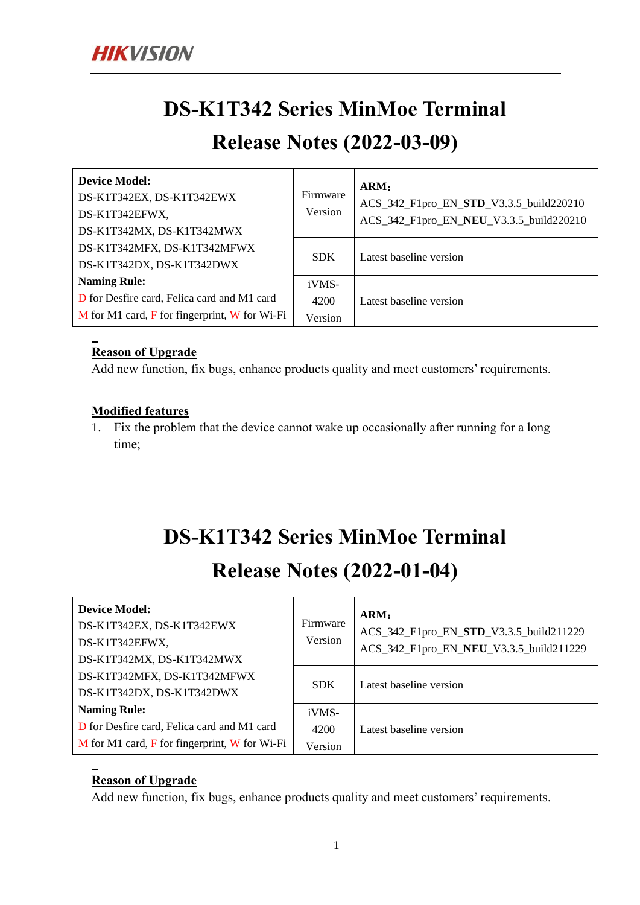# DS-K1T342 Series MinMoe Terminal Release Notes (2022-03-09)

| **Device Model:**<br>DS-K1T342EX, DS-K1T342EWX<br>DS-K1T342EFWX,<br>DS-K1T342MX, DS-K1T342MWX<br>DS-K1T342MFX, DS-K1T342MFWX<br>DS-K1T342DX, DS-K1T342DWX<br>**Naming Rule:**<br>D for Desfire card, Felica card and M1 card<br>M for M1 card, F for fingerprint, W for Wi-Fi | Firmware Version | **ARM：**<br>ACS_342_F1pro_EN_**STD**_V3.3.5_build220210<br>ACS_342_F1pro_EN_**NEU**_V3.3.5_build220210 |
|---|---|---|
| | SDK | Latest baseline version |
| | iVMS-4200 Version | Latest baseline version |

**Reason of Upgrade**

Add new function, fix bugs, enhance products quality and meet customers' requirements.

**Modified features**

1. Fix the problem that the device cannot wake up occasionally after running for a long time;

# DS-K1T342 Series MinMoe Terminal Release Notes (2022-01-04)

| **Device Model:**<br>DS-K1T342EX, DS-K1T342EWX<br>DS-K1T342EFWX,<br>DS-K1T342MX, DS-K1T342MWX<br>DS-K1T342MFX, DS-K1T342MFWX<br>DS-K1T342DX, DS-K1T342DWX<br>**Naming Rule:**<br>D for Desfire card, Felica card and M1 card<br>M for M1 card, F for fingerprint, W for Wi-Fi | Firmware Version | **ARM：**<br>ACS_342_F1pro_EN_**STD**_V3.3.5_build211229<br>ACS_342_F1pro_EN_**NEU**_V3.3.5_build211229 |
|---|---|---|
| | SDK | Latest baseline version |
| | iVMS-4200 Version | Latest baseline version |

**Reason of Upgrade**

Add new function, fix bugs, enhance products quality and meet customers' requirements.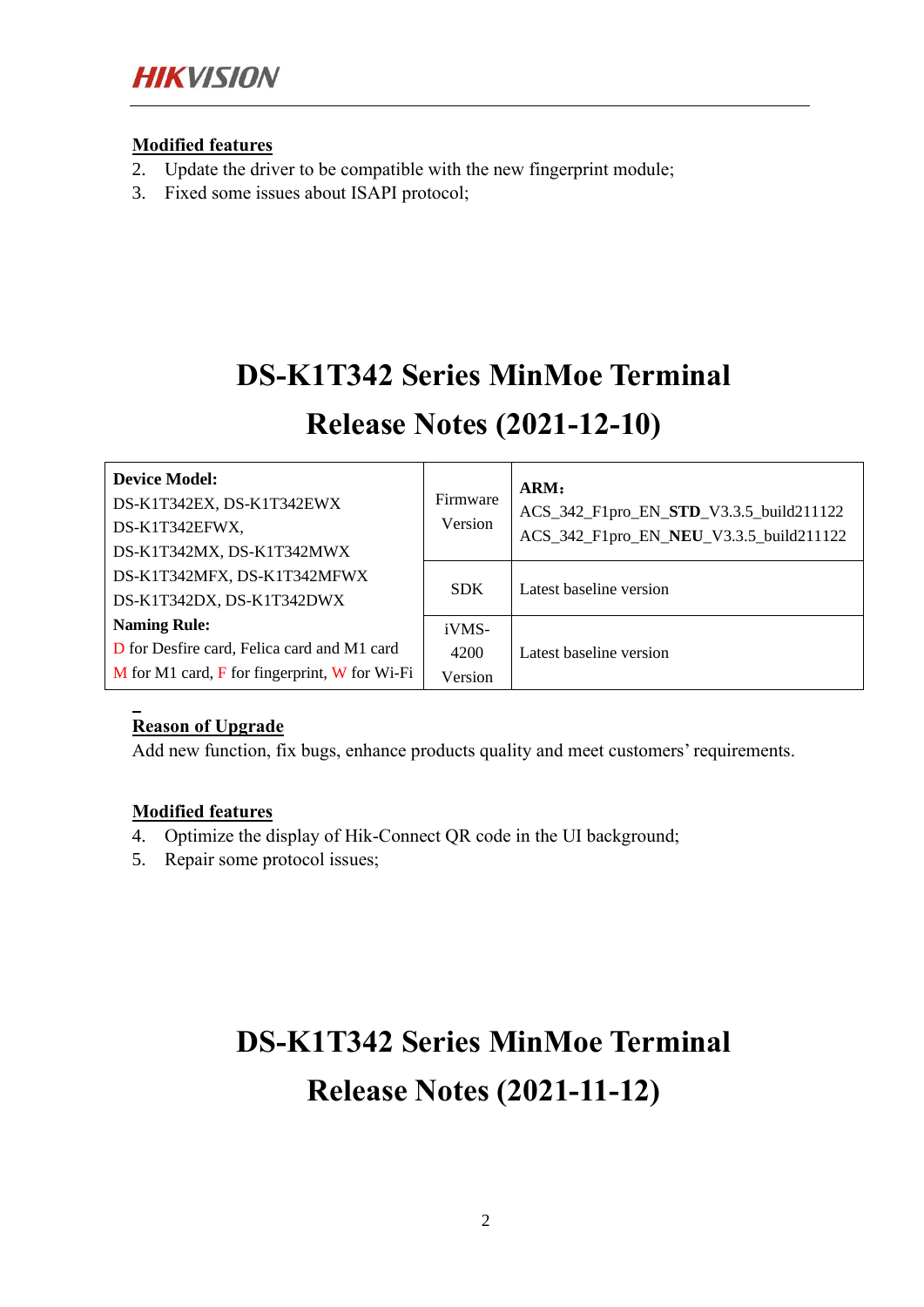**Modified features**

2. Update the driver to be compatible with the new fingerprint module;
3. Fixed some issues about ISAPI protocol;

# DS-K1T342 Series MinMoe Terminal Release Notes (2021-12-10)

| **Device Model:**<br>DS-K1T342EX, DS-K1T342EWX<br>DS-K1T342EFWX,<br>DS-K1T342MX, DS-K1T342MWX<br>DS-K1T342MFX, DS-K1T342MFWX<br>DS-K1T342DX, DS-K1T342DWX<br>**Naming Rule:**<br>D for Desfire card, Felica card and M1 card<br>M for M1 card, F for fingerprint, W for Wi-Fi | Firmware Version | **ARM:**<br>ACS_342_F1pro_EN_**STD**_V3.3.5_build211122<br>ACS_342_F1pro_EN_**NEU**_V3.3.5_build211122 |
|---|---|---|
| | SDK | Latest baseline version |
| | iVMS-4200 Version | Latest baseline version |

**Reason of Upgrade**

Add new function, fix bugs, enhance products quality and meet customers' requirements.

**Modified features**

4. Optimize the display of Hik-Connect QR code in the UI background;
5. Repair some protocol issues;

# DS-K1T342 Series MinMoe Terminal Release Notes (2021-11-12)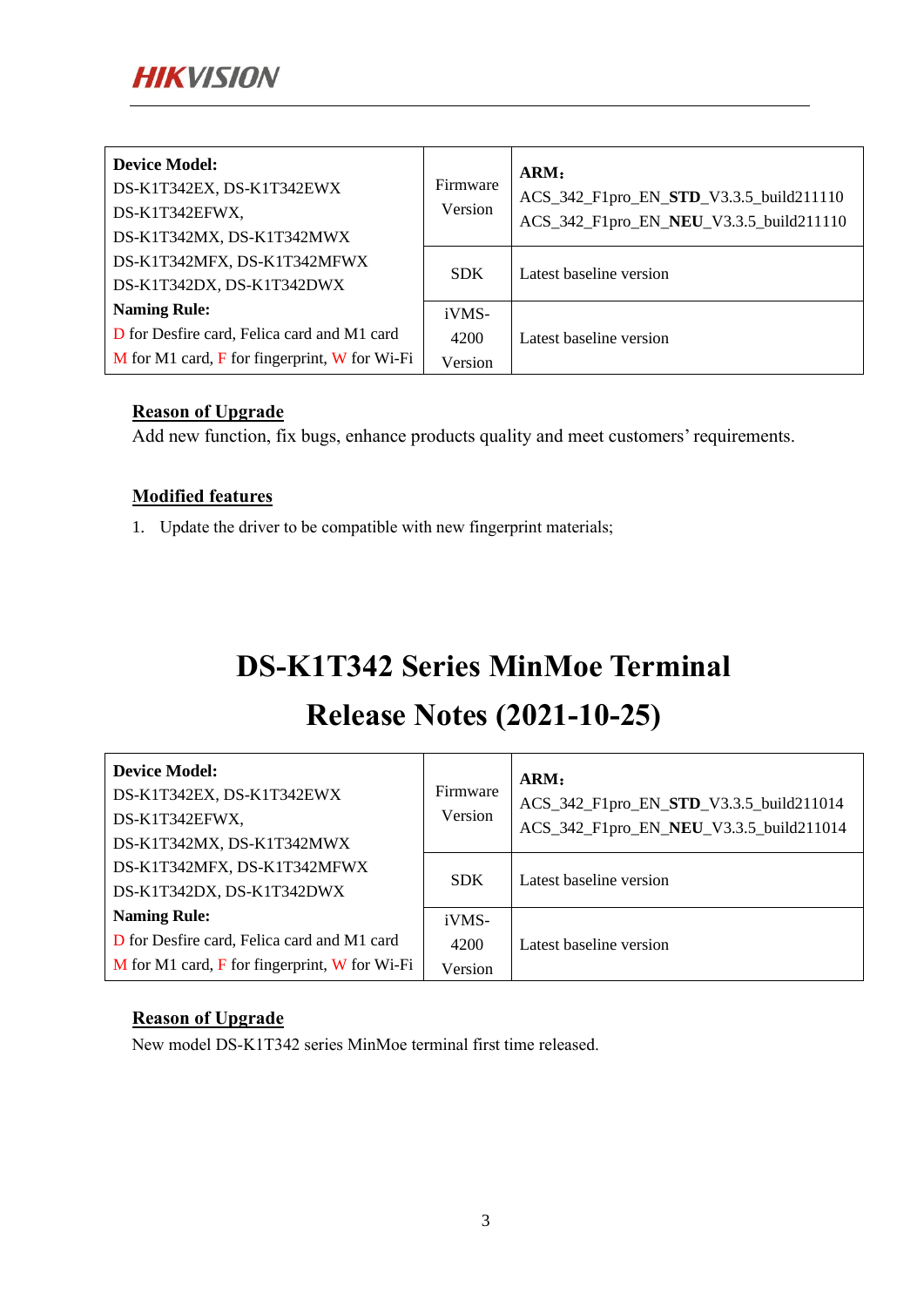| **Device Model:**<br>DS-K1T342EX, DS-K1T342EWX<br>DS-K1T342EFWX,<br>DS-K1T342MX, DS-K1T342MWX<br>DS-K1T342MFX, DS-K1T342MFWX<br>DS-K1T342DX, DS-K1T342DWX<br>**Naming Rule:**<br>D for Desfire card, Felica card and M1 card<br>M for M1 card, F for fingerprint, W for Wi-Fi | Firmware Version | **ARM：**<br>ACS_342_F1pro_EN_**STD**_V3.3.5_build211110<br>ACS_342_F1pro_EN_**NEU**_V3.3.5_build211110 |
|---|---|---|
| | SDK | Latest baseline version |
| | iVMS-4200 Version | Latest baseline version |

**Reason of Upgrade**

Add new function, fix bugs, enhance products quality and meet customers' requirements.

**Modified features**

1. Update the driver to be compatible with new fingerprint materials;

# DS-K1T342 Series MinMoe Terminal Release Notes (2021-10-25)

| **Device Model:**<br>DS-K1T342EX, DS-K1T342EWX<br>DS-K1T342EFWX,<br>DS-K1T342MX, DS-K1T342MWX<br>DS-K1T342MFX, DS-K1T342MFWX<br>DS-K1T342DX, DS-K1T342DWX<br>**Naming Rule:**<br>D for Desfire card, Felica card and M1 card<br>M for M1 card, F for fingerprint, W for Wi-Fi | Firmware Version | **ARM：**<br>ACS_342_F1pro_EN_**STD**_V3.3.5_build211014<br>ACS_342_F1pro_EN_**NEU**_V3.3.5_build211014 |
|---|---|---|
| | SDK | Latest baseline version |
| | iVMS-4200 Version | Latest baseline version |

**Reason of Upgrade**

New model DS-K1T342 series MinMoe terminal first time released.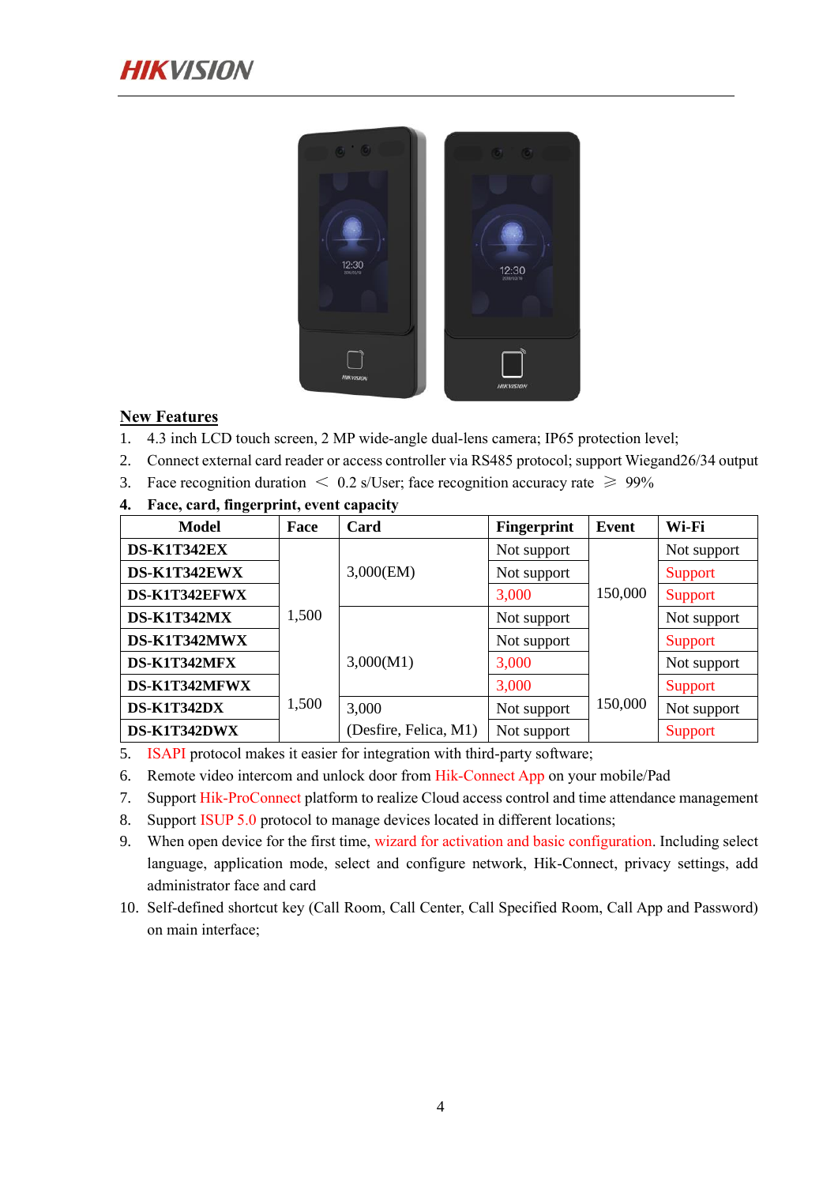## New Features

1. 4.3 inch LCD touch screen, 2 MP wide-angle dual-lens camera; IP65 protection level;
2. Connect external card reader or access controller via RS485 protocol; support Wiegand26/34 output
3. Face recognition duration ＜ 0.2 s/User; face recognition accuracy rate ⩾ 99%
4. **Face, card, fingerprint, event capacity**

| Model | Face | Card | Fingerprint | Event | Wi-Fi |
|---|---|---|---|---|---|
| **DS-K1T342EX** | 1,500 | 3,000(EM) | Not support | 150,000 | Not support |
| **DS-K1T342EWX** | | | Not support | | Support |
| **DS-K1T342EFWX** | | | 3,000 | | Support |
| **DS-K1T342MX** | | 3,000(M1) | Not support | | Not support |
| **DS-K1T342MWX** | | | Not support | | Support |
| **DS-K1T342MFX** | | | 3,000 | | Not support |
| **DS-K1T342MFWX** | | | 3,000 | | Support |
| **DS-K1T342DX** | 1,500 | 3,000 (Desfire, Felica, M1) | Not support | 150,000 | Not support |
| **DS-K1T342DWX** | | | Not support | | Support |

5. ISAPI protocol makes it easier for integration with third-party software;
6. Remote video intercom and unlock door from Hik-Connect App on your mobile/Pad
7. Support Hik-ProConnect platform to realize Cloud access control and time attendance management
8. Support ISUP 5.0 protocol to manage devices located in different locations;
9. When open device for the first time, wizard for activation and basic configuration. Including select language, application mode, select and configure network, Hik-Connect, privacy settings, add administrator face and card
10. Self-defined shortcut key (Call Room, Call Center, Call Specified Room, Call App and Password) on main interface;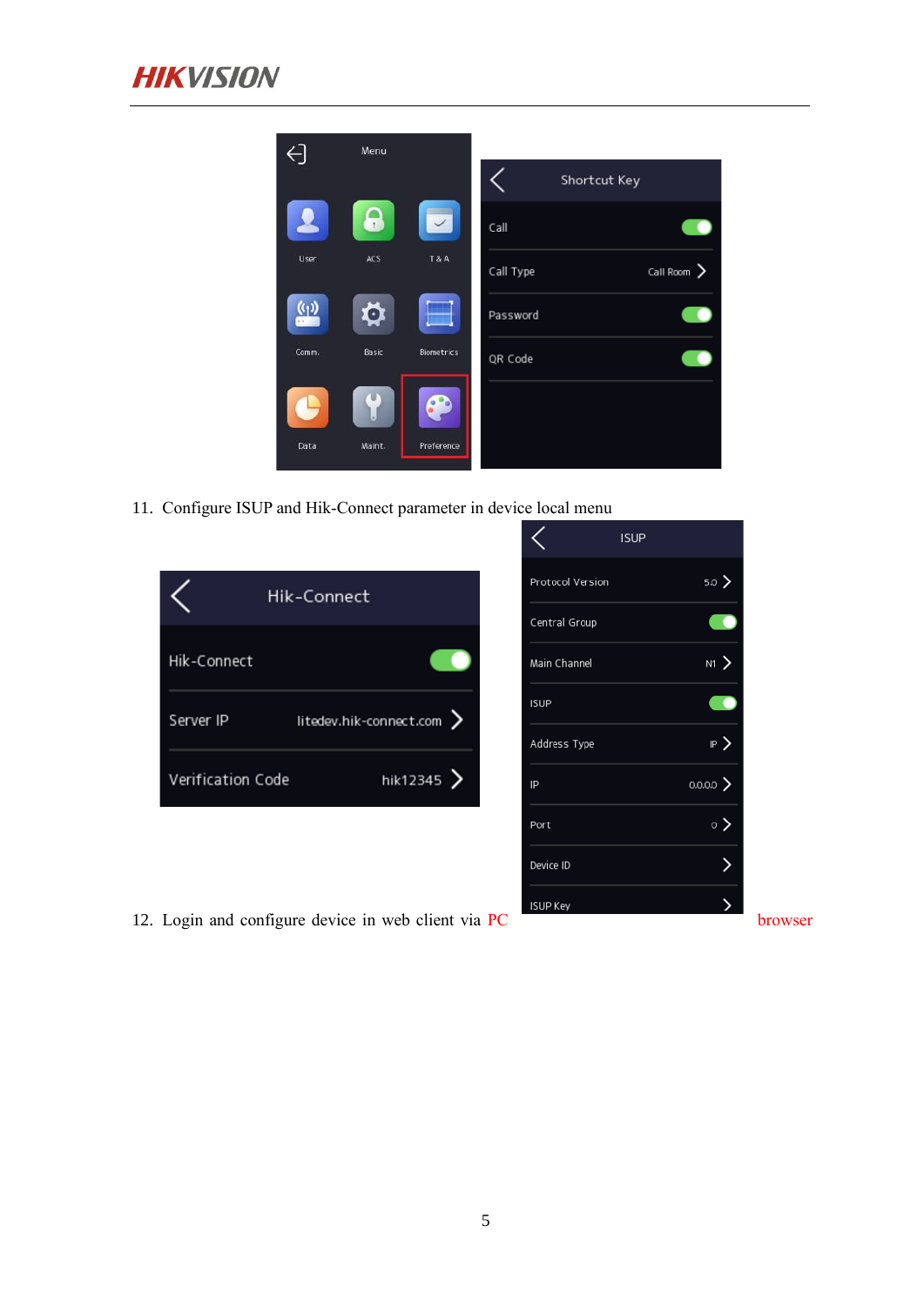11. Configure ISUP and Hik-Connect parameter in device local menu

12. Login and configure device in web client via PC browser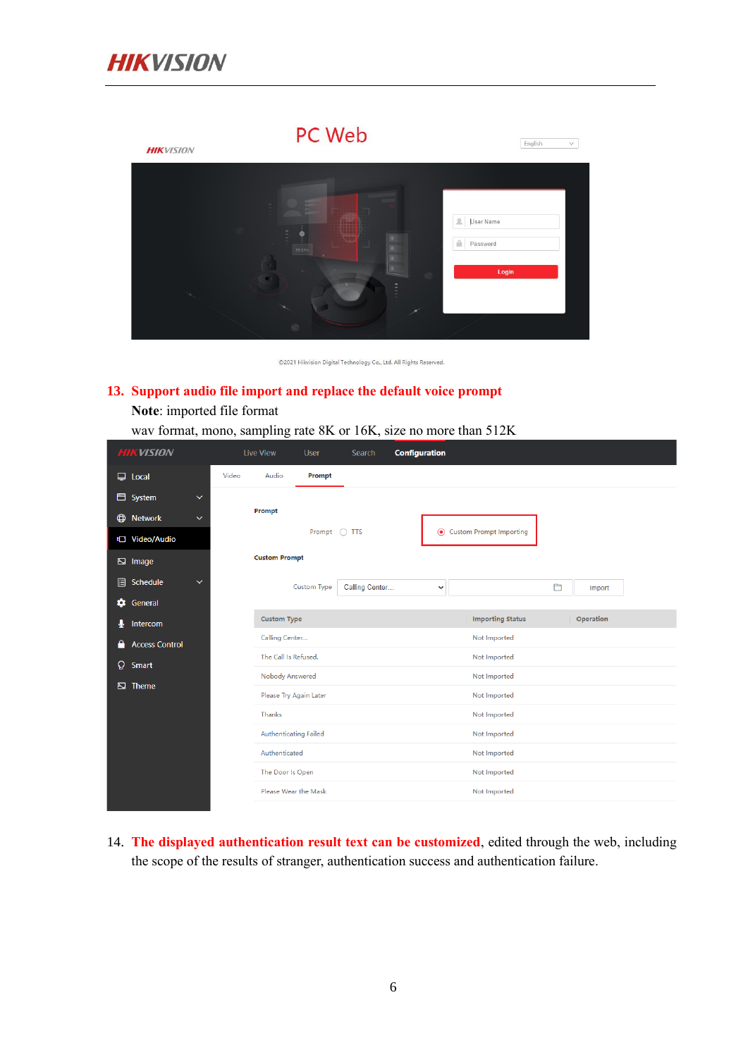PC Web

©2021 Hikvision Digital Technology Co., Ltd. All Rights Reserved.

13. **Support audio file import and replace the default voice prompt**

**Note**: imported file format

wav format, mono, sampling rate 8K or 16K, size no more than 512K

| Custom Type | Importing Status | Operation |
|---|---|---|
| Calling Center... | Not Imported | |
| The Call Is Refused. | Not Imported | |
| Nobody Answered | Not Imported | |
| Please Try Again Later | Not Imported | |
| Thanks | Not Imported | |
| Authenticating Failed | Not Imported | |
| Authenticated | Not Imported | |
| The Door Is Open | Not Imported | |
| Please Wear the Mask | Not Imported | |

14. **The displayed authentication result text can be customized**, edited through the web, including the scope of the results of stranger, authentication success and authentication failure.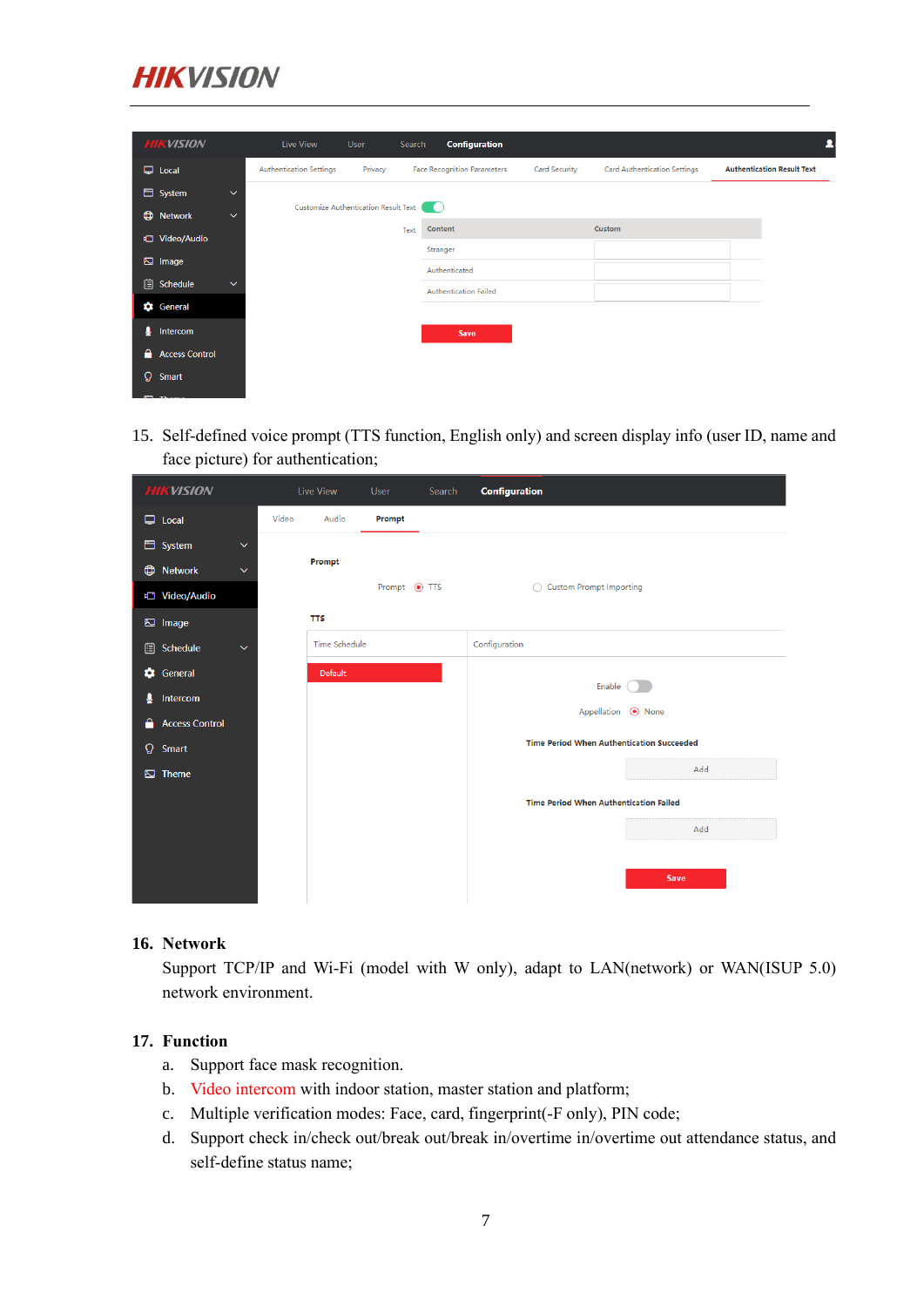15. Self-defined voice prompt (TTS function, English only) and screen display info (user ID, name and face picture) for authentication;

## 16. Network

Support TCP/IP and Wi-Fi (model with W only), adapt to LAN(network) or WAN(ISUP 5.0) network environment.

## 17. Function

a. Support face mask recognition.

b. Video intercom with indoor station, master station and platform;

c. Multiple verification modes: Face, card, fingerprint(-F only), PIN code;

d. Support check in/check out/break out/break in/overtime in/overtime out attendance status, and self-define status name;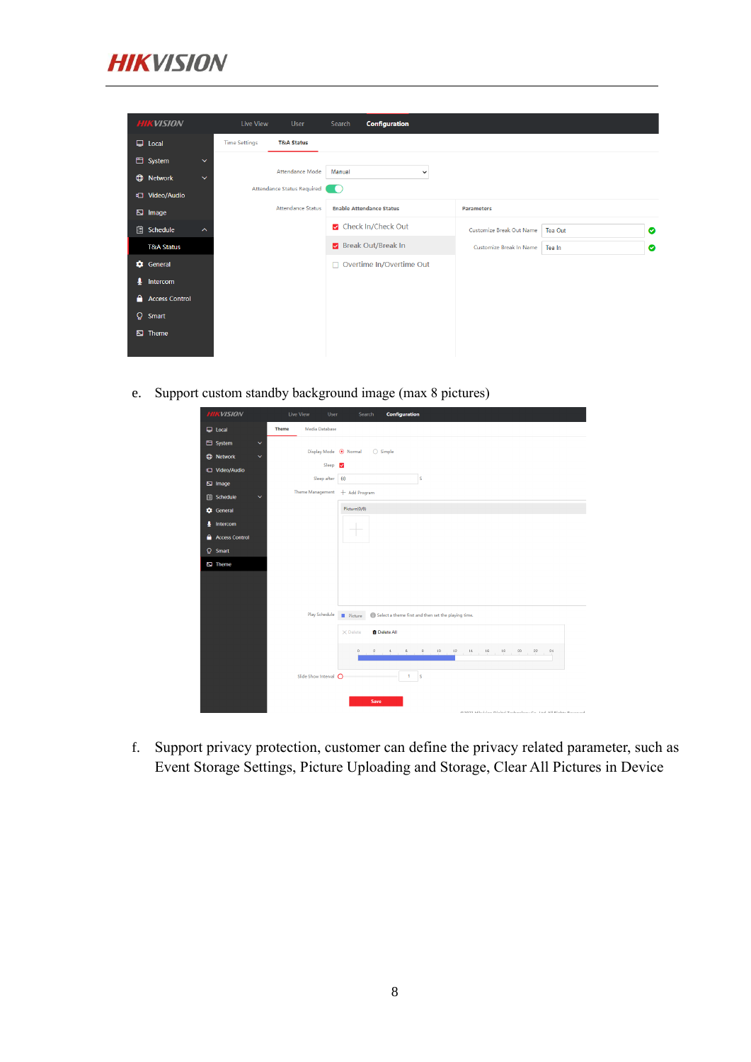e. Support custom standby background image (max 8 pictures)

f. Support privacy protection, customer can define the privacy related parameter, such as Event Storage Settings, Picture Uploading and Storage, Clear All Pictures in Device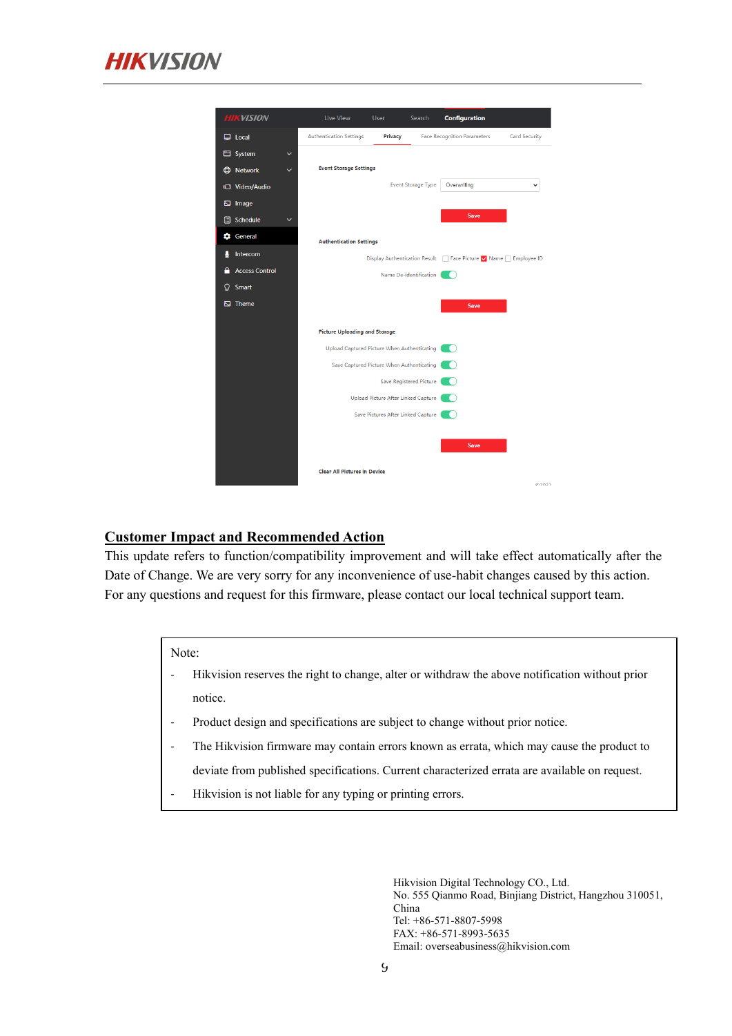## Customer Impact and Recommended Action

This update refers to function/compatibility improvement and will take effect automatically after the Date of Change. We are very sorry for any inconvenience of use-habit changes caused by this action. For any questions and request for this firmware, please contact our local technical support team.

Note:

- Hikvision reserves the right to change, alter or withdraw the above notification without prior notice.
- Product design and specifications are subject to change without prior notice.
- The Hikvision firmware may contain errors known as errata, which may cause the product to deviate from published specifications. Current characterized errata are available on request.
- Hikvision is not liable for any typing or printing errors.

Hikvision Digital Technology CO., Ltd.
No. 555 Qianmo Road, Binjiang District, Hangzhou 310051, China
Tel: +86-571-8807-5998
FAX: +86-571-8993-5635
Email: overseabusiness@hikvision.com